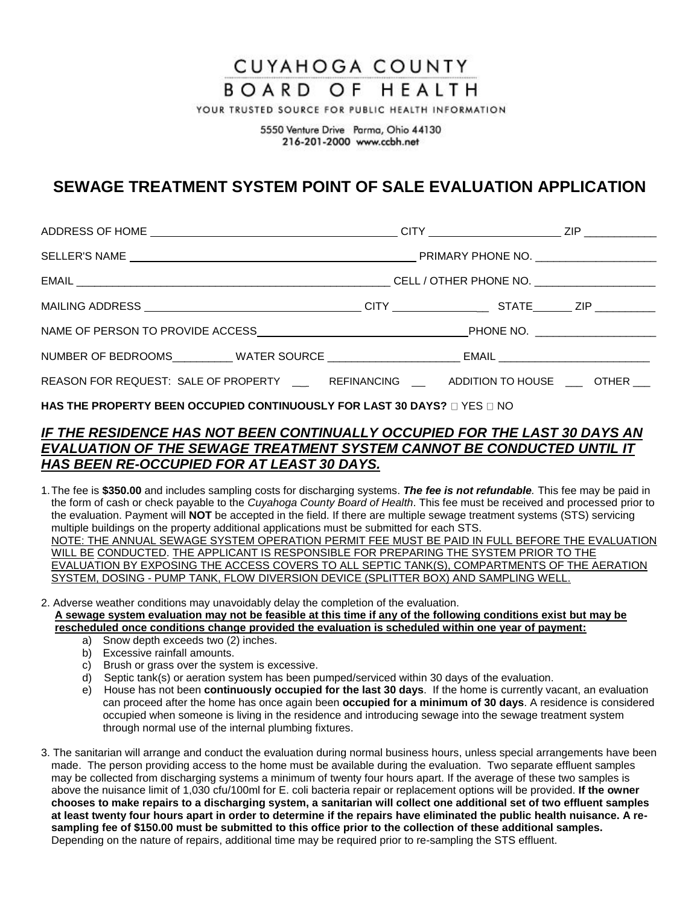# CUYAHOGA COUNTY BOARD OF HEALTH

YOUR TRUSTED SOURCE FOR PUBLIC HEALTH INFORMATION

5550 Venture Drive Parma, Ohio 44130
216-201-2000 www.ccbh.net

## SEWAGE TREATMENT SYSTEM POINT OF SALE EVALUATION APPLICATION

ADDRESS OF HOME ________________________________________ CITY _____________________ ZIP ____________

SELLER'S NAME ________________________________________________ PRIMARY PHONE NO. ____________________

EMAIL _____________________________________________________ CELL / OTHER PHONE NO. ____________________

MAILING ADDRESS ___________________________________ CITY _________________ STATE_______ ZIP __________

NAME OF PERSON TO PROVIDE ACCESS__________________________________PHONE NO. ____________________

NUMBER OF BEDROOMS__________ WATER SOURCE ______________________ EMAIL _________________________

REASON FOR REQUEST: SALE OF PROPERTY ___ REFINANCING ___ ADDITION TO HOUSE ___ OTHER ___

**HAS THE PROPERTY BEEN OCCUPIED CONTINUOUSLY FOR LAST 30 DAYS?** ☐ YES ☐ NO

***IF THE RESIDENCE HAS NOT BEEN CONTINUALLY OCCUPIED FOR THE LAST 30 DAYS AN EVALUATION OF THE SEWAGE TREATMENT SYSTEM CANNOT BE CONDUCTED UNTIL IT HAS BEEN RE-OCCUPIED FOR AT LEAST 30 DAYS.***

1. The fee is **$350.00** and includes sampling costs for discharging systems. ***The fee is not refundable.*** This fee may be paid in the form of cash or check payable to the *Cuyahoga County Board of Health*. This fee must be received and processed prior to the evaluation. Payment will **NOT** be accepted in the field. If there are multiple sewage treatment systems (STS) servicing multiple buildings on the property additional applications must be submitted for each STS.
   NOTE: THE ANNUAL SEWAGE SYSTEM OPERATION PERMIT FEE MUST BE PAID IN FULL BEFORE THE EVALUATION WILL BE CONDUCTED. THE APPLICANT IS RESPONSIBLE FOR PREPARING THE SYSTEM PRIOR TO THE EVALUATION BY EXPOSING THE ACCESS COVERS TO ALL SEPTIC TANK(S), COMPARTMENTS OF THE AERATION SYSTEM, DOSING - PUMP TANK, FLOW DIVERSION DEVICE (SPLITTER BOX) AND SAMPLING WELL.

2. Adverse weather conditions may unavoidably delay the completion of the evaluation.
   **A sewage system evaluation may not be feasible at this time if any of the following conditions exist but may be rescheduled once conditions change provided the evaluation is scheduled within one year of payment:**
   a) Snow depth exceeds two (2) inches.
   b) Excessive rainfall amounts.
   c) Brush or grass over the system is excessive.
   d) Septic tank(s) or aeration system has been pumped/serviced within 30 days of the evaluation.
   e) House has not been **continuously occupied for the last 30 days**. If the home is currently vacant, an evaluation can proceed after the home has once again been **occupied for a minimum of 30 days**. A residence is considered occupied when someone is living in the residence and introducing sewage into the sewage treatment system through normal use of the internal plumbing fixtures.

3. The sanitarian will arrange and conduct the evaluation during normal business hours, unless special arrangements have been made. The person providing access to the home must be available during the evaluation. Two separate effluent samples may be collected from discharging systems a minimum of twenty four hours apart. If the average of these two samples is above the nuisance limit of 1,030 cfu/100ml for E. coli bacteria repair or replacement options will be provided. **If the owner chooses to make repairs to a discharging system, a sanitarian will collect one additional set of two effluent samples at least twenty four hours apart in order to determine if the repairs have eliminated the public health nuisance. A re-sampling fee of $150.00 must be submitted to this office prior to the collection of these additional samples.** Depending on the nature of repairs, additional time may be required prior to re-sampling the STS effluent.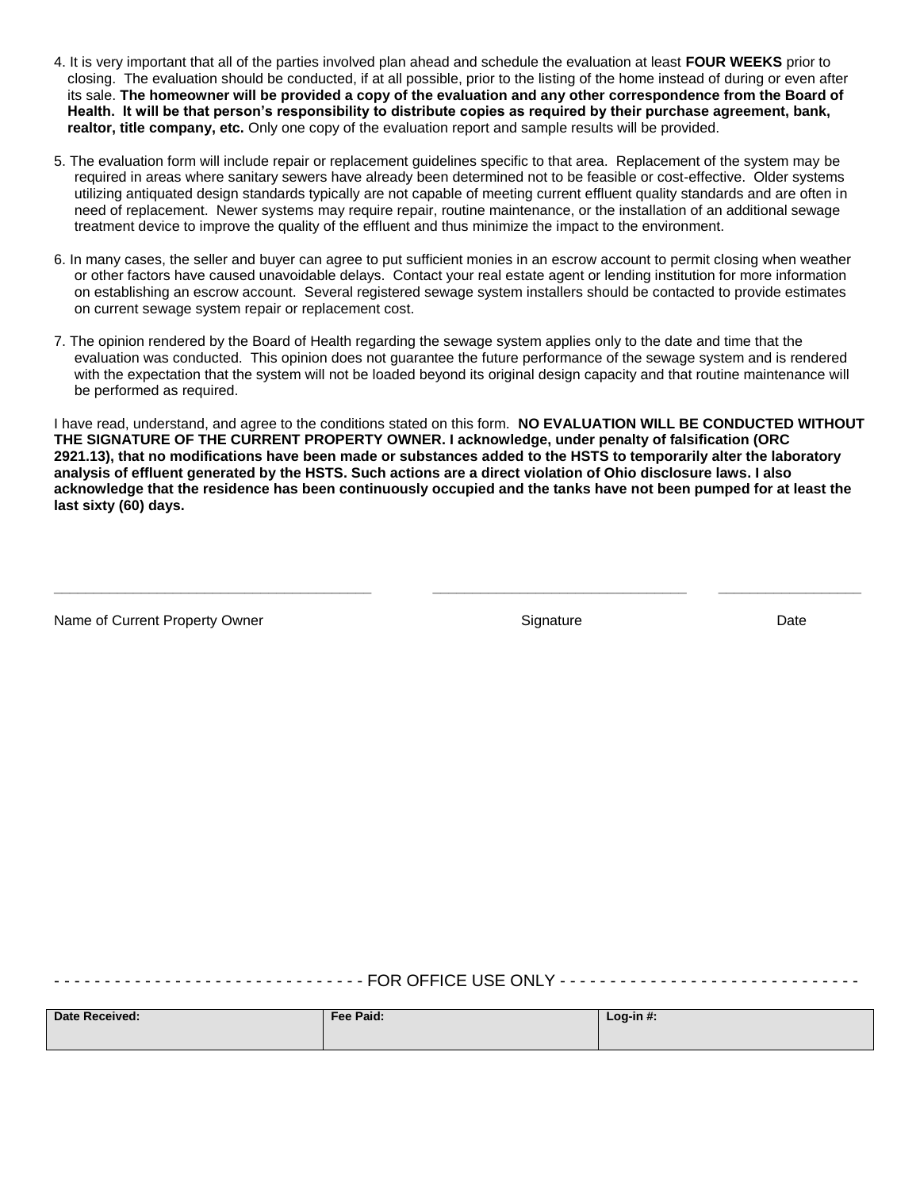4. It is very important that all of the parties involved plan ahead and schedule the evaluation at least **FOUR WEEKS** prior to closing. The evaluation should be conducted, if at all possible, prior to the listing of the home instead of during or even after its sale. **The homeowner will be provided a copy of the evaluation and any other correspondence from the Board of Health. It will be that person's responsibility to distribute copies as required by their purchase agreement, bank, realtor, title company, etc.** Only one copy of the evaluation report and sample results will be provided.

5. The evaluation form will include repair or replacement guidelines specific to that area. Replacement of the system may be required in areas where sanitary sewers have already been determined not to be feasible or cost-effective. Older systems utilizing antiquated design standards typically are not capable of meeting current effluent quality standards and are often in need of replacement. Newer systems may require repair, routine maintenance, or the installation of an additional sewage treatment device to improve the quality of the effluent and thus minimize the impact to the environment.

6. In many cases, the seller and buyer can agree to put sufficient monies in an escrow account to permit closing when weather or other factors have caused unavoidable delays. Contact your real estate agent or lending institution for more information on establishing an escrow account. Several registered sewage system installers should be contacted to provide estimates on current sewage system repair or replacement cost.

7. The opinion rendered by the Board of Health regarding the sewage system applies only to the date and time that the evaluation was conducted. This opinion does not guarantee the future performance of the sewage system and is rendered with the expectation that the system will not be loaded beyond its original design capacity and that routine maintenance will be performed as required.

I have read, understand, and agree to the conditions stated on this form. **NO EVALUATION WILL BE CONDUCTED WITHOUT THE SIGNATURE OF THE CURRENT PROPERTY OWNER. I acknowledge, under penalty of falsification (ORC 2921.13), that no modifications have been made or substances added to the HSTS to temporarily alter the laboratory analysis of effluent generated by the HSTS. Such actions are a direct violation of Ohio disclosure laws. I also acknowledge that the residence has been continuously occupied and the tanks have not been pumped for at least the last sixty (60) days.**

\_\_\_\_\_\_\_\_\_\_\_\_\_\_\_\_\_\_\_\_\_\_\_\_\_\_\_\_\_\_\_\_\_\_\_\_\_\_\_\_ \_\_\_\_\_\_\_\_\_\_\_\_\_\_\_\_\_\_\_\_\_\_\_\_\_\_\_\_\_\_\_\_\_ \_\_\_\_\_\_\_\_\_\_\_\_\_\_\_\_\_\_

Name of Current Property Owner Signature Date

- - - - - - - - - - - - - - - - - - - - - - - - - - - - - - FOR OFFICE USE ONLY - - - - - - - - - - - - - - - - - - - - - - - - - - - - -

| Date Received: | Fee Paid: | Log-in #: |
|---|---|---|
| | | |